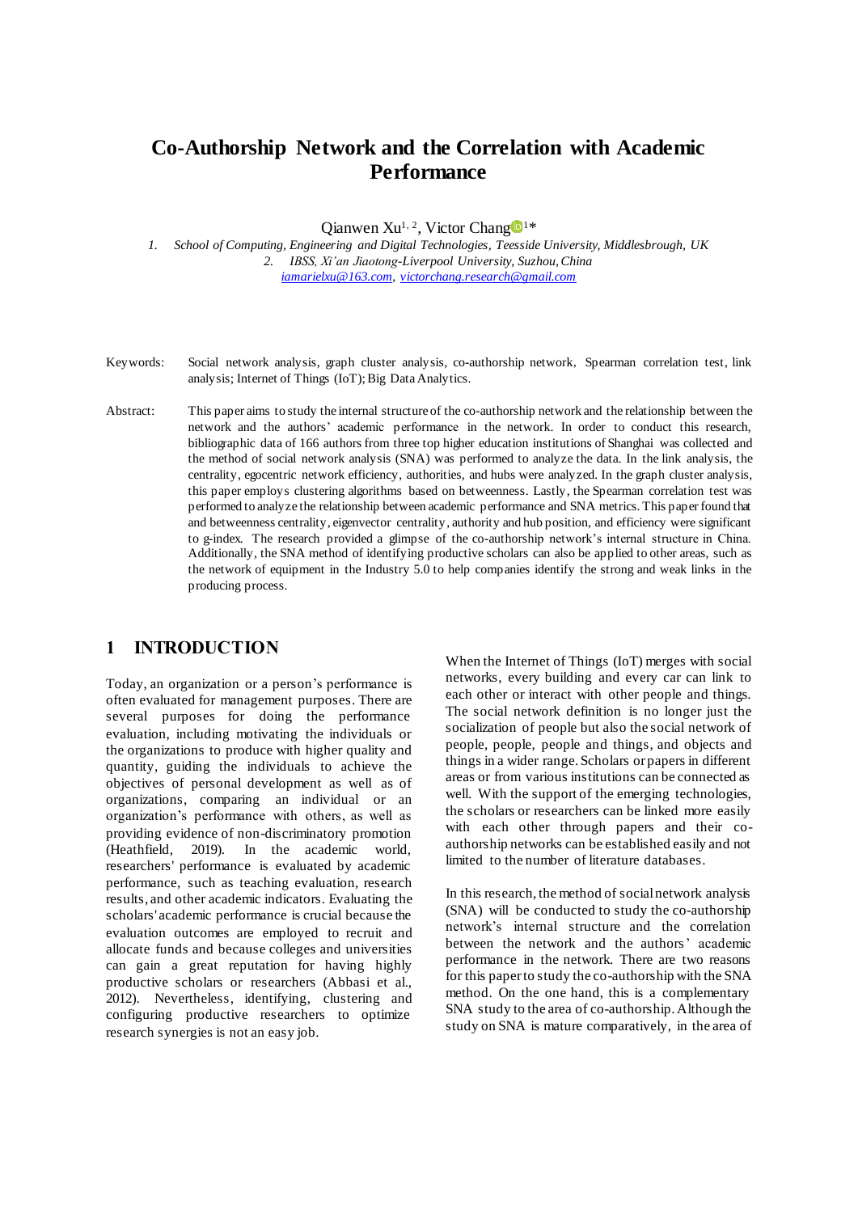# Co-Authorship Network and the Correlation with Academic Performance

Qianwen Xu[1, 2], Victor Chang[1]*

1. *School of Computing, Engineering and Digital Technologies, Teesside University, Middlesbrough, UK*
2. *IBSS, Xi'an Jiaotong-Liverpool University, Suzhou, China*

*iamarielxu@163.com, victorchang.research@gmail.com*

Keywords: Social network analysis, graph cluster analysis, co-authorship network, Spearman correlation test, link analysis; Internet of Things (IoT); Big Data Analytics.

Abstract: This paper aims to study the internal structure of the co-authorship network and the relationship between the network and the authors' academic performance in the network. In order to conduct this research, bibliographic data of 166 authors from three top higher education institutions of Shanghai was collected and the method of social network analysis (SNA) was performed to analyze the data. In the link analysis, the centrality, egocentric network efficiency, authorities, and hubs were analyzed. In the graph cluster analysis, this paper employs clustering algorithms based on betweenness. Lastly, the Spearman correlation test was performed to analyze the relationship between academic performance and SNA metrics. This paper found that and betweenness centrality, eigenvector centrality, authority and hub position, and efficiency were significant to g-index. The research provided a glimpse of the co-authorship network's internal structure in China. Additionally, the SNA method of identifying productive scholars can also be applied to other areas, such as the network of equipment in the Industry 5.0 to help companies identify the strong and weak links in the producing process.

## 1 INTRODUCTION

Today, an organization or a person's performance is often evaluated for management purposes. There are several purposes for doing the performance evaluation, including motivating the individuals or the organizations to produce with higher quality and quantity, guiding the individuals to achieve the objectives of personal development as well as of organizations, comparing an individual or an organization's performance with others, as well as providing evidence of non-discriminatory promotion (Heathfield, 2019). In the academic world, researchers' performance is evaluated by academic performance, such as teaching evaluation, research results, and other academic indicators. Evaluating the scholars' academic performance is crucial because the evaluation outcomes are employed to recruit and allocate funds and because colleges and universities can gain a great reputation for having highly productive scholars or researchers (Abbasi et al., 2012). Nevertheless, identifying, clustering and configuring productive researchers to optimize research synergies is not an easy job.

When the Internet of Things (IoT) merges with social networks, every building and every car can link to each other or interact with other people and things. The social network definition is no longer just the socialization of people but also the social network of people, people, people and things, and objects and things in a wider range. Scholars or papers in different areas or from various institutions can be connected as well. With the support of the emerging technologies, the scholars or researchers can be linked more easily with each other through papers and their co-authorship networks can be established easily and not limited to the number of literature databases.

In this research, the method of social network analysis (SNA) will be conducted to study the co-authorship network's internal structure and the correlation between the network and the authors' academic performance in the network. There are two reasons for this paper to study the co-authorship with the SNA method. On the one hand, this is a complementary SNA study to the area of co-authorship. Although the study on SNA is mature comparatively, in the area of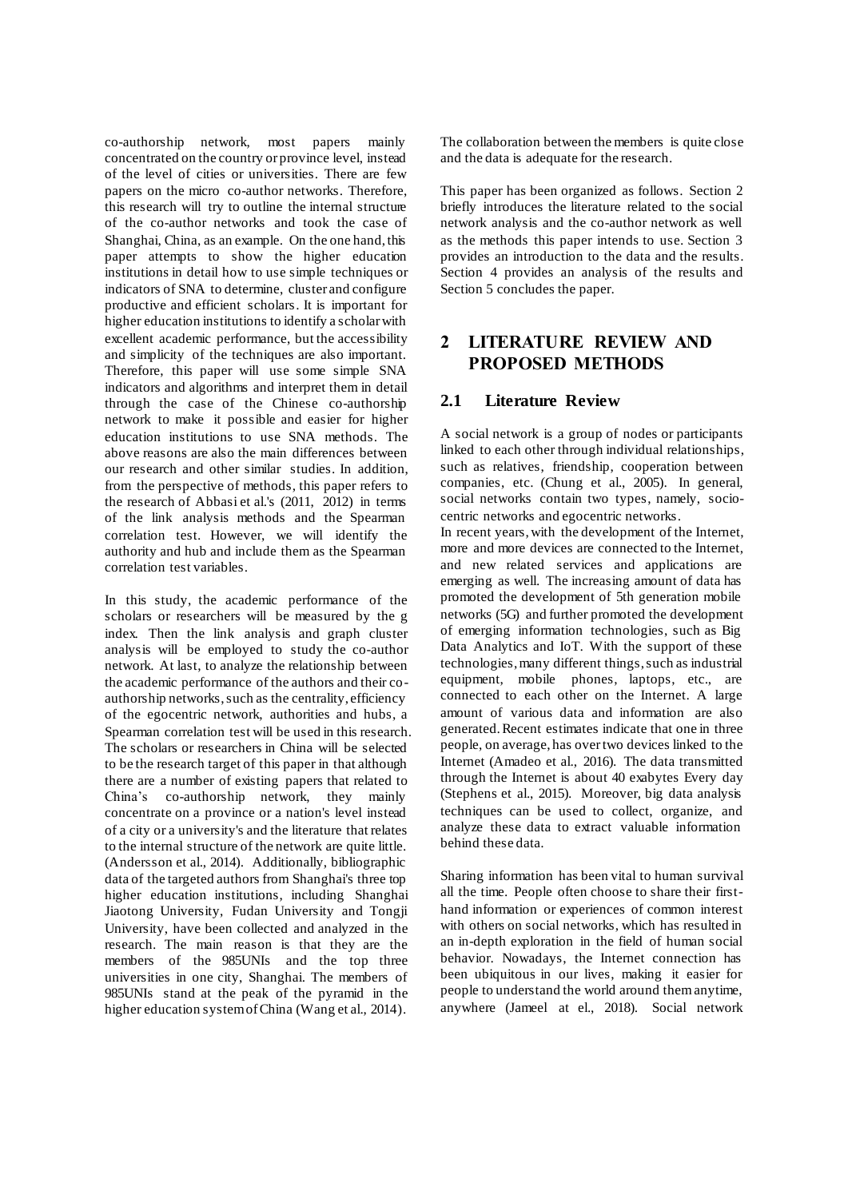co-authorship network, most papers mainly concentrated on the country or province level, instead of the level of cities or universities. There are few papers on the micro co-author networks. Therefore, this research will try to outline the internal structure of the co-author networks and took the case of Shanghai, China, as an example. On the one hand, this paper attempts to show the higher education institutions in detail how to use simple techniques or indicators of SNA to determine, cluster and configure productive and efficient scholars. It is important for higher education institutions to identify a scholar with excellent academic performance, but the accessibility and simplicity of the techniques are also important. Therefore, this paper will use some simple SNA indicators and algorithms and interpret them in detail through the case of the Chinese co-authorship network to make it possible and easier for higher education institutions to use SNA methods. The above reasons are also the main differences between our research and other similar studies. In addition, from the perspective of methods, this paper refers to the research of Abbasi et al.'s (2011, 2012) in terms of the link analysis methods and the Spearman correlation test. However, we will identify the authority and hub and include them as the Spearman correlation test variables.

In this study, the academic performance of the scholars or researchers will be measured by the g index. Then the link analysis and graph cluster analysis will be employed to study the co-author network. At last, to analyze the relationship between the academic performance of the authors and their co-authorship networks, such as the centrality, efficiency of the egocentric network, authorities and hubs, a Spearman correlation test will be used in this research. The scholars or researchers in China will be selected to be the research target of this paper in that although there are a number of existing papers that related to China's co-authorship network, they mainly concentrate on a province or a nation's level instead of a city or a university's and the literature that relates to the internal structure of the network are quite little. (Andersson et al., 2014). Additionally, bibliographic data of the targeted authors from Shanghai's three top higher education institutions, including Shanghai Jiaotong University, Fudan University and Tongji University, have been collected and analyzed in the research. The main reason is that they are the members of the 985UNIs and the top three universities in one city, Shanghai. The members of 985UNIs stand at the peak of the pyramid in the higher education system of China (Wang et al., 2014). The collaboration between the members is quite close and the data is adequate for the research.

This paper has been organized as follows. Section 2 briefly introduces the literature related to the social network analysis and the co-author network as well as the methods this paper intends to use. Section 3 provides an introduction to the data and the results. Section 4 provides an analysis of the results and Section 5 concludes the paper.

## 2 LITERATURE REVIEW AND PROPOSED METHODS

### 2.1 Literature Review

A social network is a group of nodes or participants linked to each other through individual relationships, such as relatives, friendship, cooperation between companies, etc. (Chung et al., 2005). In general, social networks contain two types, namely, socio-centric networks and egocentric networks.

In recent years, with the development of the Internet, more and more devices are connected to the Internet, and new related services and applications are emerging as well. The increasing amount of data has promoted the development of 5th generation mobile networks (5G) and further promoted the development of emerging information technologies, such as Big Data Analytics and IoT. With the support of these technologies, many different things, such as industrial equipment, mobile phones, laptops, etc., are connected to each other on the Internet. A large amount of various data and information are also generated. Recent estimates indicate that one in three people, on average, has over two devices linked to the Internet (Amadeo et al., 2016). The data transmitted through the Internet is about 40 exabytes Every day (Stephens et al., 2015). Moreover, big data analysis techniques can be used to collect, organize, and analyze these data to extract valuable information behind these data.

Sharing information has been vital to human survival all the time. People often choose to share their first-hand information or experiences of common interest with others on social networks, which has resulted in an in-depth exploration in the field of human social behavior. Nowadays, the Internet connection has been ubiquitous in our lives, making it easier for people to understand the world around them anytime, anywhere (Jameel at el., 2018). Social network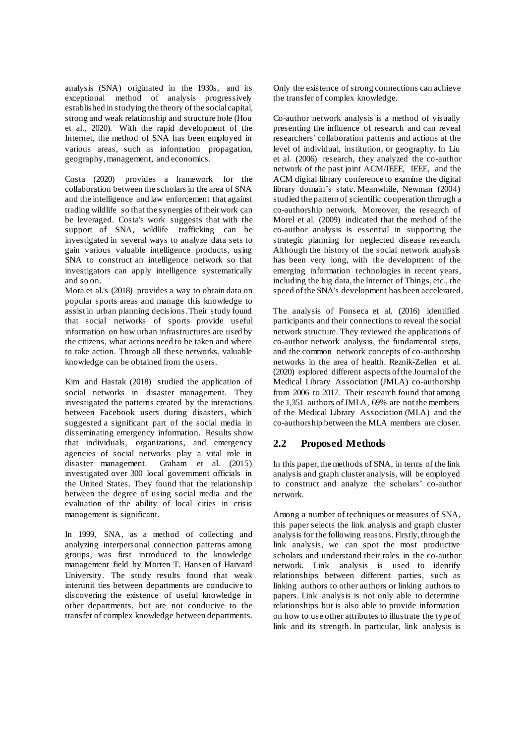analysis (SNA) originated in the 1930s, and its exceptional method of analysis progressively established in studying the theory of the social capital, strong and weak relationship and structure hole (Hou et al., 2020). With the rapid development of the Internet, the method of SNA has been employed in various areas, such as information propagation, geography, management, and economics.

Costa (2020) provides a framework for the collaboration between the scholars in the area of SNA and the intelligence and law enforcement that against trading wildlife so that the synergies of their work can be leveraged. Costa's work suggests that with the support of SNA, wildlife trafficking can be investigated in several ways to analyze data sets to gain various valuable intelligence products, using SNA to construct an intelligence network so that investigators can apply intelligence systematically and so on.

Mora et al.'s (2018) provides a way to obtain data on popular sports areas and manage this knowledge to assist in urban planning decisions. Their study found that social networks of sports provide useful information on how urban infrastructures are used by the citizens, what actions need to be taken and where to take action. Through all these networks, valuable knowledge can be obtained from the users.

Kim and Hastak (2018) studied the application of social networks in disaster management. They investigated the patterns created by the interactions between Facebook users during disasters, which suggested a significant part of the social media in disseminating emergency information. Results show that individuals, organizations, and emergency agencies of social networks play a vital role in disaster management. Graham et al. (2015) investigated over 300 local government officials in the United States. They found that the relationship between the degree of using social media and the evaluation of the ability of local cities in crisis management is significant.

In 1999, SNA, as a method of collecting and analyzing interpersonal connection patterns among groups, was first introduced to the knowledge management field by Morten T. Hansen of Harvard University. The study results found that weak interunit ties between departments are conducive to discovering the existence of useful knowledge in other departments, but are not conducive to the transfer of complex knowledge between departments. Only the existence of strong connections can achieve the transfer of complex knowledge.

Co-author network analysis is a method of visually presenting the influence of research and can reveal researchers' collaboration patterns and actions at the level of individual, institution, or geography. In Liu et al. (2006) research, they analyzed the co-author network of the past joint ACM/IEEE, IEEE, and the ACM digital library conference to examine the digital library domain's state. Meanwhile, Newman (2004) studied the pattern of scientific cooperation through a co-authorship network. Moreover, the research of Morel et al. (2009) indicated that the method of the co-author analysis is essential in supporting the strategic planning for neglected disease research. Although the history of the social network analysis has been very long, with the development of the emerging information technologies in recent years, including the big data, the Internet of Things, etc., the speed of the SNA's development has been accelerated.

The analysis of Fonseca et al. (2016) identified participants and their connections to reveal the social network structure. They reviewed the applications of co-author network analysis, the fundamental steps, and the common network concepts of co-authorship networks in the area of health. Reznik-Zellen et al. (2020) explored different aspects of the Journal of the Medical Library Association (JMLA) co-authorship from 2006 to 2017. Their research found that among the 1,351 authors of JMLA, 69% are not the members of the Medical Library Association (MLA) and the co-authorship between the MLA members are closer.

## 2.2 Proposed Methods

In this paper, the methods of SNA, in terms of the link analysis and graph cluster analysis, will be employed to construct and analyze the scholars' co-author network.

Among a number of techniques or measures of SNA, this paper selects the link analysis and graph cluster analysis for the following reasons. Firstly, through the link analysis, we can spot the most productive scholars and understand their roles in the co-author network. Link analysis is used to identify relationships between different parties, such as linking authors to other authors or linking authors to papers. Link analysis is not only able to determine relationships but is also able to provide information on how to use other attributes to illustrate the type of link and its strength. In particular, link analysis is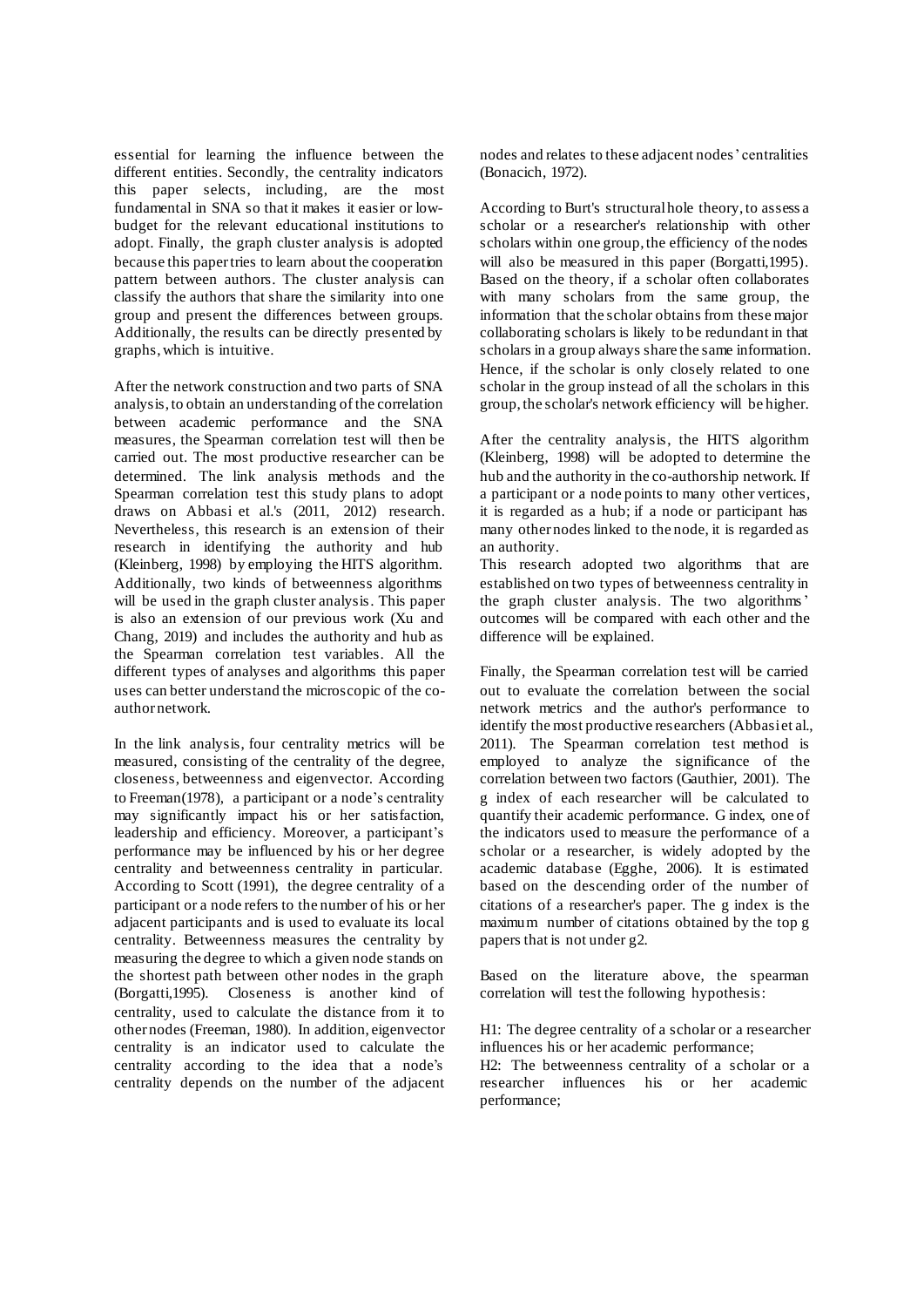essential for learning the influence between the different entities. Secondly, the centrality indicators this paper selects, including, are the most fundamental in SNA so that it makes it easier or low-budget for the relevant educational institutions to adopt. Finally, the graph cluster analysis is adopted because this paper tries to learn about the cooperation pattern between authors. The cluster analysis can classify the authors that share the similarity into one group and present the differences between groups. Additionally, the results can be directly presented by graphs, which is intuitive.

After the network construction and two parts of SNA analysis, to obtain an understanding of the correlation between academic performance and the SNA measures, the Spearman correlation test will then be carried out. The most productive researcher can be determined. The link analysis methods and the Spearman correlation test this study plans to adopt draws on Abbasi et al.'s (2011, 2012) research. Nevertheless, this research is an extension of their research in identifying the authority and hub (Kleinberg, 1998) by employing the HITS algorithm. Additionally, two kinds of betweenness algorithms will be used in the graph cluster analysis. This paper is also an extension of our previous work (Xu and Chang, 2019) and includes the authority and hub as the Spearman correlation test variables. All the different types of analyses and algorithms this paper uses can better understand the microscopic of the co-author network.

In the link analysis, four centrality metrics will be measured, consisting of the centrality of the degree, closeness, betweenness and eigenvector. According to Freeman(1978), a participant or a node's centrality may significantly impact his or her satisfaction, leadership and efficiency. Moreover, a participant's performance may be influenced by his or her degree centrality and betweenness centrality in particular. According to Scott (1991), the degree centrality of a participant or a node refers to the number of his or her adjacent participants and is used to evaluate its local centrality. Betweenness measures the centrality by measuring the degree to which a given node stands on the shortest path between other nodes in the graph (Borgatti,1995). Closeness is another kind of centrality, used to calculate the distance from it to other nodes (Freeman, 1980). In addition, eigenvector centrality is an indicator used to calculate the centrality according to the idea that a node's centrality depends on the number of the adjacent nodes and relates to these adjacent nodes' centralities (Bonacich, 1972).

According to Burt's structural hole theory, to assess a scholar or a researcher's relationship with other scholars within one group, the efficiency of the nodes will also be measured in this paper (Borgatti,1995). Based on the theory, if a scholar often collaborates with many scholars from the same group, the information that the scholar obtains from these major collaborating scholars is likely to be redundant in that scholars in a group always share the same information. Hence, if the scholar is only closely related to one scholar in the group instead of all the scholars in this group, the scholar's network efficiency will be higher.

After the centrality analysis, the HITS algorithm (Kleinberg, 1998) will be adopted to determine the hub and the authority in the co-authorship network. If a participant or a node points to many other vertices, it is regarded as a hub; if a node or participant has many other nodes linked to the node, it is regarded as an authority.

This research adopted two algorithms that are established on two types of betweenness centrality in the graph cluster analysis. The two algorithms' outcomes will be compared with each other and the difference will be explained.

Finally, the Spearman correlation test will be carried out to evaluate the correlation between the social network metrics and the author's performance to identify the most productive researchers (Abbasi et al., 2011). The Spearman correlation test method is employed to analyze the significance of the correlation between two factors (Gauthier, 2001). The g index of each researcher will be calculated to quantify their academic performance. G index, one of the indicators used to measure the performance of a scholar or a researcher, is widely adopted by the academic database (Egghe, 2006). It is estimated based on the descending order of the number of citations of a researcher's paper. The g index is the maximum number of citations obtained by the top g papers that is not under g2.

Based on the literature above, the spearman correlation will test the following hypothesis:

H1: The degree centrality of a scholar or a researcher influences his or her academic performance;

H2: The betweenness centrality of a scholar or a researcher influences his or her academic performance;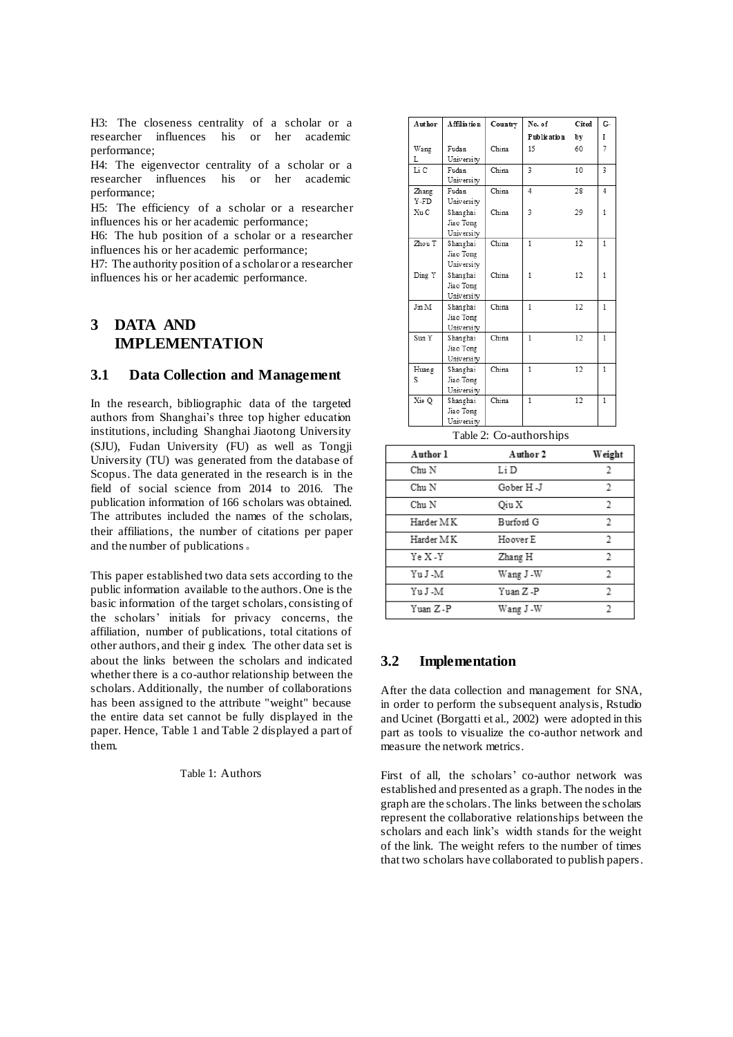H3: The closeness centrality of a scholar or a researcher influences his or her academic performance;

H4: The eigenvector centrality of a scholar or a researcher influences his or her academic performance;

H5: The efficiency of a scholar or a researcher influences his or her academic performance;

H6: The hub position of a scholar or a researcher influences his or her academic performance;

H7: The authority position of a scholar or a researcher influences his or her academic performance.

# 3 DATA AND IMPLEMENTATION

## 3.1 Data Collection and Management

In the research, bibliographic data of the targeted authors from Shanghai's three top higher education institutions, including Shanghai Jiaotong University (SJU), Fudan University (FU) as well as Tongji University (TU) was generated from the database of Scopus. The data generated in the research is in the field of social science from 2014 to 2016. The publication information of 166 scholars was obtained. The attributes included the names of the scholars, their affiliations, the number of citations per paper and the number of publications。

This paper established two data sets according to the public information available to the authors. One is the basic information of the target scholars, consisting of the scholars' initials for privacy concerns, the affiliation, number of publications, total citations of other authors, and their g index. The other data set is about the links between the scholars and indicated whether there is a co-author relationship between the scholars. Additionally, the number of collaborations has been assigned to the attribute "weight" because the entire data set cannot be fully displayed in the paper. Hence, Table 1 and Table 2 displayed a part of them.

Table 1: Authors

| Author | Affiliation | Country | No. of Publication | Cited by | G-I |
|---|---|---|---|---|---|
| Wang L | Fudan University | China | 15 | 60 | 7 |
| Li C | Fudan University | China | 3 | 10 | 3 |
| Zhang Y-FD | Fudan University | China | 4 | 28 | 4 |
| Xu C | Shanghai Jiao Tong University | China | 3 | 29 | 1 |
| Zhou T | Shanghai Jiao Tong University | China | 1 | 12 | 1 |
| Ding Y | Shanghai Jiao Tong University | China | 1 | 12 | 1 |
| Jin M | Shanghai Jiao Tong University | China | 1 | 12 | 1 |
| Sun Y | Shanghai Jiao Tong University | China | 1 | 12 | 1 |
| Huang S | Shanghai Jiao Tong University | China | 1 | 12 | 1 |
| Xie Q | Shanghai Jiao Tong University | China | 1 | 12 | 1 |

Table 2: Co-authorships

| Author 1 | Author 2 | Weight |
|---|---|---|
| Chu N | Li D | 2 |
| Chu N | Gober H -J | 2 |
| Chu N | Qiu X | 2 |
| Harder MK | Burford G | 2 |
| Harder MK | Hoover E | 2 |
| Ye X -Y | Zhang H | 2 |
| Yu J -M | Wang J -W | 2 |
| Yu J -M | Yuan Z -P | 2 |
| Yuan Z -P | Wang J -W | 2 |

## 3.2 Implementation

After the data collection and management for SNA, in order to perform the subsequent analysis, Rstudio and Ucinet (Borgatti et al., 2002) were adopted in this part as tools to visualize the co-author network and measure the network metrics.

First of all, the scholars' co-author network was established and presented as a graph. The nodes in the graph are the scholars. The links between the scholars represent the collaborative relationships between the scholars and each link's width stands for the weight of the link. The weight refers to the number of times that two scholars have collaborated to publish papers.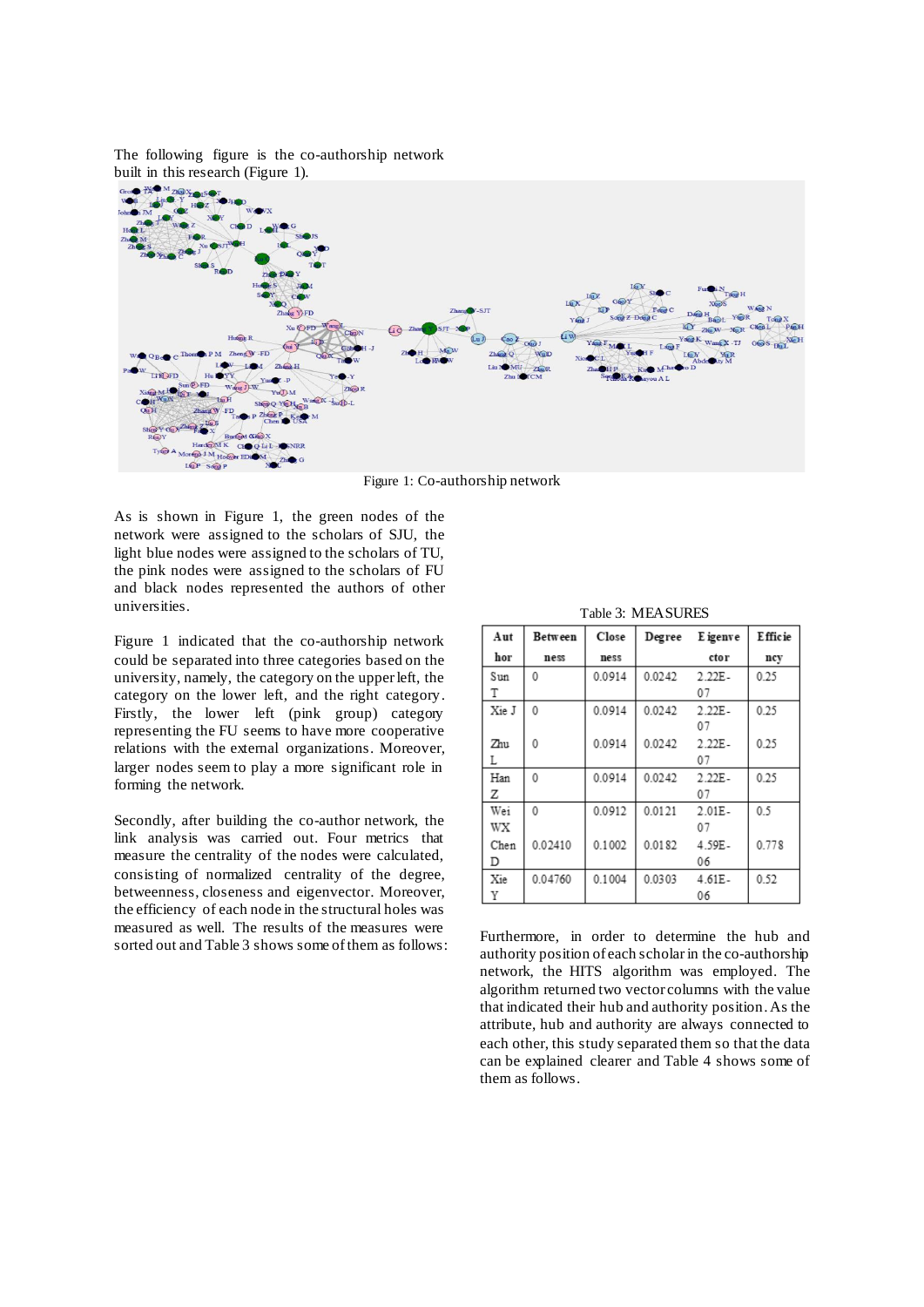The following figure is the co-authorship network built in this research (Figure 1).

Figure 1: Co-authorship network

As is shown in Figure 1, the green nodes of the network were assigned to the scholars of SJU, the light blue nodes were assigned to the scholars of TU, the pink nodes were assigned to the scholars of FU and black nodes represented the authors of other universities.

Figure 1 indicated that the co-authorship network could be separated into three categories based on the university, namely, the category on the upper left, the category on the lower left, and the right category. Firstly, the lower left (pink group) category representing the FU seems to have more cooperative relations with the external organizations. Moreover, larger nodes seem to play a more significant role in forming the network.

Secondly, after building the co-author network, the link analysis was carried out. Four metrics that measure the centrality of the nodes were calculated, consisting of normalized centrality of the degree, betweenness, closeness and eigenvector. Moreover, the efficiency of each node in the structural holes was measured as well. The results of the measures were sorted out and Table 3 shows some of them as follows:

Table 3: MEASURES

| Author | Betweenness | Closeness | Degree | Eigenvector | Efficiency |
|---|---|---|---|---|---|
| Sun T | 0 | 0.0914 | 0.0242 | 2.22E-07 | 0.25 |
| Xie J | 0 | 0.0914 | 0.0242 | 2.22E-07 | 0.25 |
| Zhu L | 0 | 0.0914 | 0.0242 | 2.22E-07 | 0.25 |
| Han Z | 0 | 0.0914 | 0.0242 | 2.22E-07 | 0.25 |
| Wei WX | 0 | 0.0912 | 0.0121 | 2.01E-07 | 0.5 |
| Chen D | 0.02410 | 0.1002 | 0.0182 | 4.59E-06 | 0.778 |
| Xie Y | 0.04760 | 0.1004 | 0.0303 | 4.61E-06 | 0.52 |

Furthermore, in order to determine the hub and authority position of each scholar in the co-authorship network, the HITS algorithm was employed. The algorithm returned two vector columns with the value that indicated their hub and authority position. As the attribute, hub and authority are always connected to each other, this study separated them so that the data can be explained clearer and Table 4 shows some of them as follows.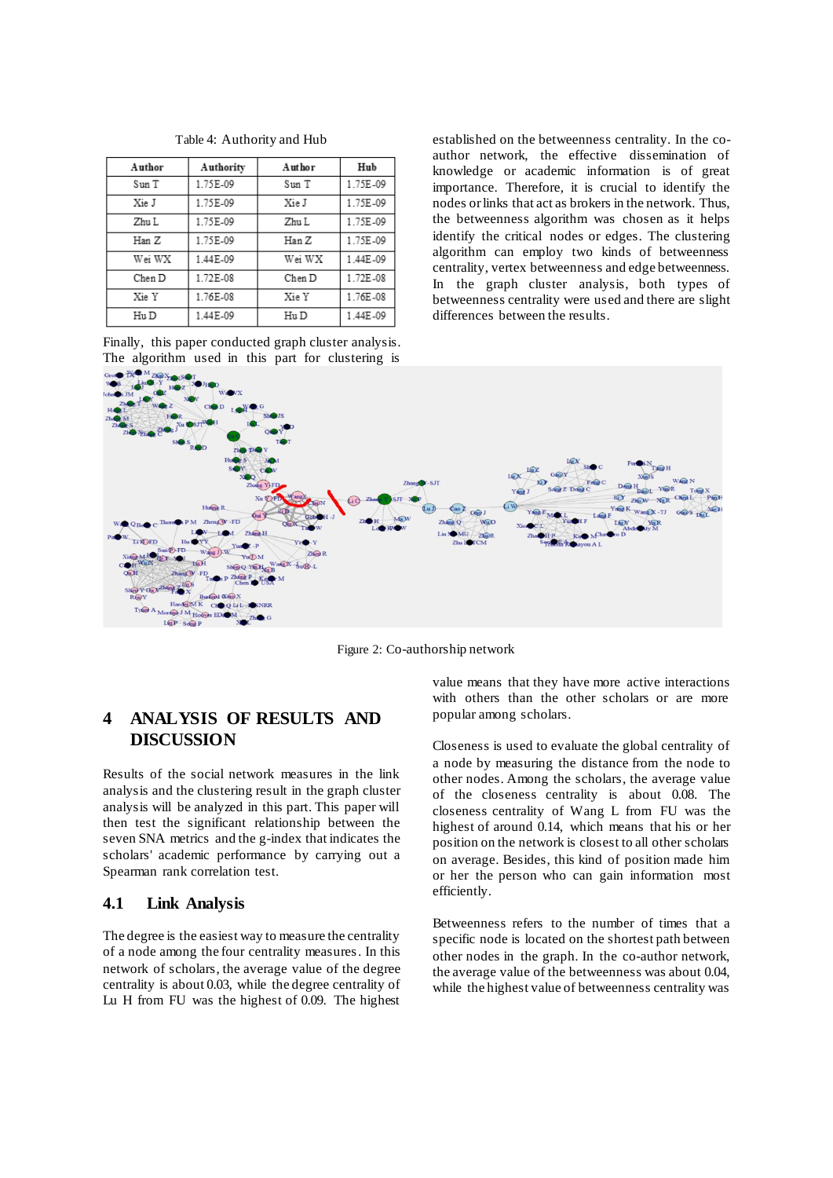Table 4: Authority and Hub

| Author | Authority | Author | Hub |
|---|---|---|---|
| Sun T | 1.75E-09 | Sun T | 1.75E-09 |
| Xie J | 1.75E-09 | Xie J | 1.75E-09 |
| Zhu L | 1.75E-09 | Zhu L | 1.75E-09 |
| Han Z | 1.75E-09 | Han Z | 1.75E-09 |
| Wei WX | 1.44E-09 | Wei WX | 1.44E-09 |
| Chen D | 1.72E-08 | Chen D | 1.72E-08 |
| Xie Y | 1.76E-08 | Xie Y | 1.76E-08 |
| Hu D | 1.44E-09 | Hu D | 1.44E-09 |

Finally, this paper conducted graph cluster analysis. The algorithm used in this part for clustering is established on the betweenness centrality. In the co-author network, the effective dissemination of knowledge or academic information is of great importance. Therefore, it is crucial to identify the nodes or links that act as brokers in the network. Thus, the betweenness algorithm was chosen as it helps identify the critical nodes or edges. The clustering algorithm can employ two kinds of betweenness centrality, vertex betweenness and edge betweenness. In the graph cluster analysis, both types of betweenness centrality were used and there are slight differences between the results.

Figure 2: Co-authorship network

## 4 ANALYSIS OF RESULTS AND DISCUSSION

Results of the social network measures in the link analysis and the clustering result in the graph cluster analysis will be analyzed in this part. This paper will then test the significant relationship between the seven SNA metrics and the g-index that indicates the scholars' academic performance by carrying out a Spearman rank correlation test.

### 4.1 Link Analysis

The degree is the easiest way to measure the centrality of a node among the four centrality measures. In this network of scholars, the average value of the degree centrality is about 0.03, while the degree centrality of Lu H from FU was the highest of 0.09. The highest value means that they have more active interactions with others than the other scholars or are more popular among scholars.

Closeness is used to evaluate the global centrality of a node by measuring the distance from the node to other nodes. Among the scholars, the average value of the closeness centrality is about 0.08. The closeness centrality of Wang L from FU was the highest of around 0.14, which means that his or her position on the network is closest to all other scholars on average. Besides, this kind of position made him or her the person who can gain information most efficiently.

Betweenness refers to the number of times that a specific node is located on the shortest path between other nodes in the graph. In the co-author network, the average value of the betweenness was about 0.04, while the highest value of betweenness centrality was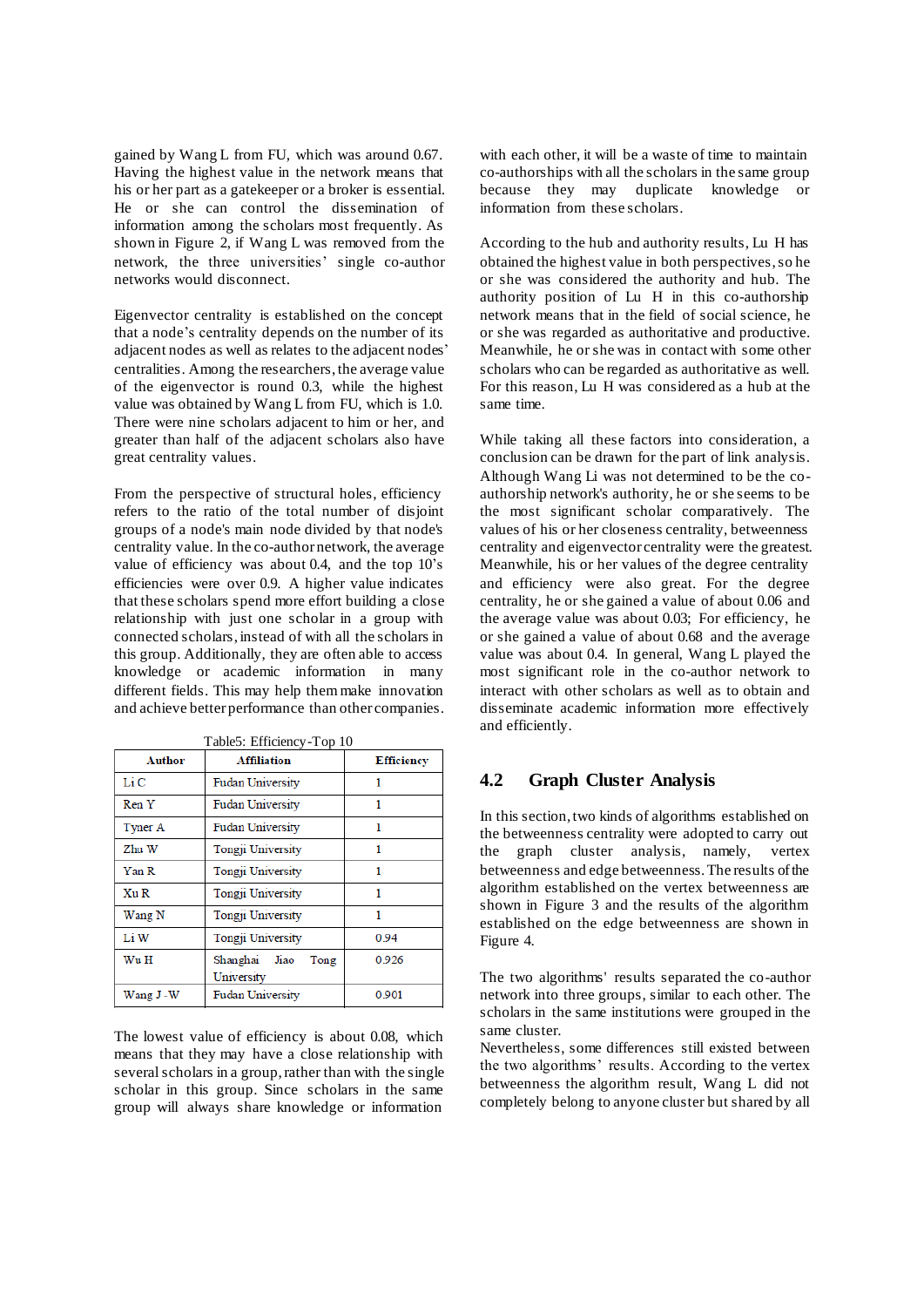gained by Wang L from FU, which was around 0.67. Having the highest value in the network means that his or her part as a gatekeeper or a broker is essential. He or she can control the dissemination of information among the scholars most frequently. As shown in Figure 2, if Wang L was removed from the network, the three universities' single co-author networks would disconnect.

Eigenvector centrality is established on the concept that a node's centrality depends on the number of its adjacent nodes as well as relates to the adjacent nodes' centralities. Among the researchers, the average value of the eigenvector is round 0.3, while the highest value was obtained by Wang L from FU, which is 1.0. There were nine scholars adjacent to him or her, and greater than half of the adjacent scholars also have great centrality values.

From the perspective of structural holes, efficiency refers to the ratio of the total number of disjoint groups of a node's main node divided by that node's centrality value. In the co-author network, the average value of efficiency was about 0.4, and the top 10's efficiencies were over 0.9. A higher value indicates that these scholars spend more effort building a close relationship with just one scholar in a group with connected scholars, instead of with all the scholars in this group. Additionally, they are often able to access knowledge or academic information in many different fields. This may help them make innovation and achieve better performance than other companies.

Table5: Efficiency-Top 10

| Author | Affiliation | Efficiency |
|---|---|---|
| Li C | Fudan University | 1 |
| Ren Y | Fudan University | 1 |
| Tyner A | Fudan University | 1 |
| Zhu W | Tongji University | 1 |
| Yan R | Tongji University | 1 |
| Xu R | Tongji University | 1 |
| Wang N | Tongji University | 1 |
| Li W | Tongji University | 0.94 |
| Wu H | Shanghai Jiao Tong University | 0.926 |
| Wang J -W | Fudan University | 0.901 |

The lowest value of efficiency is about 0.08, which means that they may have a close relationship with several scholars in a group, rather than with the single scholar in this group. Since scholars in the same group will always share knowledge or information with each other, it will be a waste of time to maintain co-authorships with all the scholars in the same group because they may duplicate knowledge or information from these scholars.

According to the hub and authority results, Lu H has obtained the highest value in both perspectives, so he or she was considered the authority and hub. The authority position of Lu H in this co-authorship network means that in the field of social science, he or she was regarded as authoritative and productive. Meanwhile, he or she was in contact with some other scholars who can be regarded as authoritative as well. For this reason, Lu H was considered as a hub at the same time.

While taking all these factors into consideration, a conclusion can be drawn for the part of link analysis. Although Wang Li was not determined to be the co-authorship network's authority, he or she seems to be the most significant scholar comparatively. The values of his or her closeness centrality, betweenness centrality and eigenvector centrality were the greatest. Meanwhile, his or her values of the degree centrality and efficiency were also great. For the degree centrality, he or she gained a value of about 0.06 and the average value was about 0.03; For efficiency, he or she gained a value of about 0.68 and the average value was about 0.4. In general, Wang L played the most significant role in the co-author network to interact with other scholars as well as to obtain and disseminate academic information more effectively and efficiently.

## 4.2 Graph Cluster Analysis

In this section, two kinds of algorithms established on the betweenness centrality were adopted to carry out the graph cluster analysis, namely, vertex betweenness and edge betweenness. The results of the algorithm established on the vertex betweenness are shown in Figure 3 and the results of the algorithm established on the edge betweenness are shown in Figure 4.

The two algorithms' results separated the co-author network into three groups, similar to each other. The scholars in the same institutions were grouped in the same cluster.

Nevertheless, some differences still existed between the two algorithms' results. According to the vertex betweenness the algorithm result, Wang L did not completely belong to anyone cluster but shared by all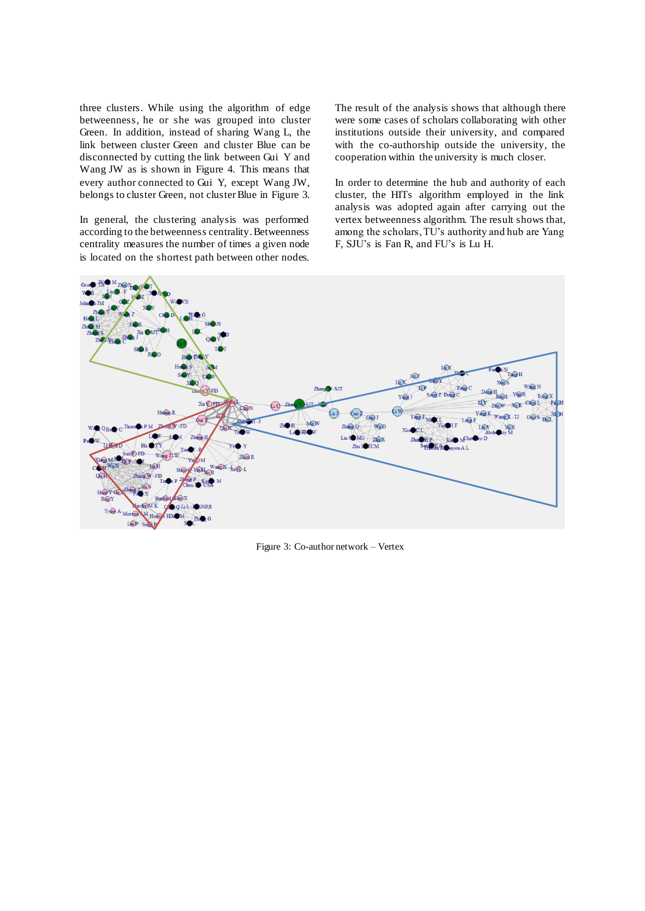three clusters. While using the algorithm of edge betweenness, he or she was grouped into cluster Green. In addition, instead of sharing Wang L, the link between cluster Green and cluster Blue can be disconnected by cutting the link between Gui Y and Wang JW as is shown in Figure 4. This means that every author connected to Gui Y, except Wang JW, belongs to cluster Green, not cluster Blue in Figure 3.

In general, the clustering analysis was performed according to the betweenness centrality. Betweenness centrality measures the number of times a given node is located on the shortest path between other nodes.

The result of the analysis shows that although there were some cases of scholars collaborating with other institutions outside their university, and compared with the co-authorship outside the university, the cooperation within the university is much closer.

In order to determine the hub and authority of each cluster, the HITs algorithm employed in the link analysis was adopted again after carrying out the vertex betweenness algorithm. The result shows that, among the scholars, TU's authority and hub are Yang F, SJU's is Fan R, and FU's is Lu H.

Figure 3: Co-author network – Vertex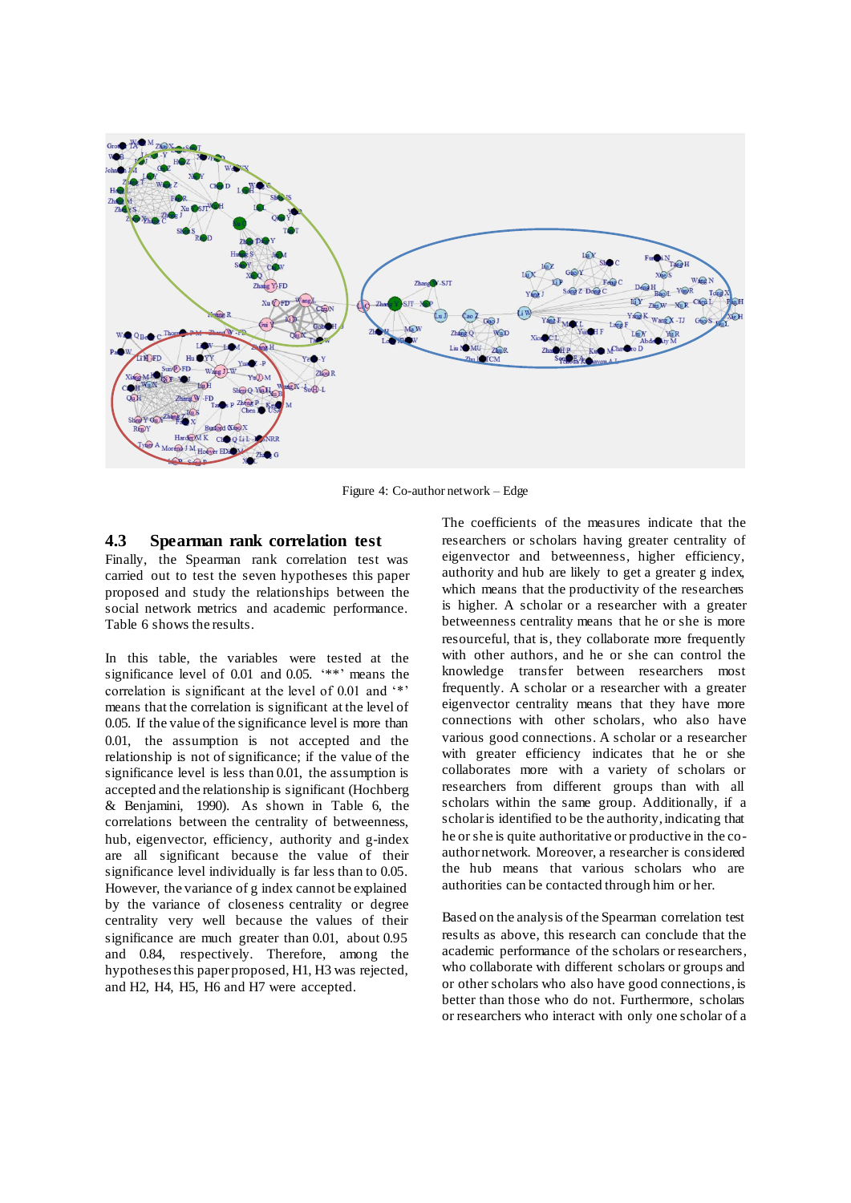Figure 4: Co-author network – Edge

## 4.3 Spearman rank correlation test

Finally, the Spearman rank correlation test was carried out to test the seven hypotheses this paper proposed and study the relationships between the social network metrics and academic performance. Table 6 shows the results.

In this table, the variables were tested at the significance level of 0.01 and 0.05. '**' means the correlation is significant at the level of 0.01 and '*' means that the correlation is significant at the level of 0.05. If the value of the significance level is more than 0.01, the assumption is not accepted and the relationship is not of significance; if the value of the significance level is less than 0.01, the assumption is accepted and the relationship is significant (Hochberg & Benjamini, 1990). As shown in Table 6, the correlations between the centrality of betweenness, hub, eigenvector, efficiency, authority and g-index are all significant because the value of their significance level individually is far less than to 0.05. However, the variance of g index cannot be explained by the variance of closeness centrality or degree centrality very well because the values of their significance are much greater than 0.01, about 0.95 and 0.84, respectively. Therefore, among the hypotheses this paper proposed, H1, H3 was rejected, and H2, H4, H5, H6 and H7 were accepted.

The coefficients of the measures indicate that the researchers or scholars having greater centrality of eigenvector and betweenness, higher efficiency, authority and hub are likely to get a greater g index, which means that the productivity of the researchers is higher. A scholar or a researcher with a greater betweenness centrality means that he or she is more resourceful, that is, they collaborate more frequently with other authors, and he or she can control the knowledge transfer between researchers most frequently. A scholar or a researcher with a greater eigenvector centrality means that they have more connections with other scholars, who also have various good connections. A scholar or a researcher with greater efficiency indicates that he or she collaborates more with a variety of scholars or researchers from different groups than with all scholars within the same group. Additionally, if a scholar is identified to be the authority, indicating that he or she is quite authoritative or productive in the co-author network. Moreover, a researcher is considered the hub means that various scholars who are authorities can be contacted through him or her.

Based on the analysis of the Spearman correlation test results as above, this research can conclude that the academic performance of the scholars or researchers, who collaborate with different scholars or groups and or other scholars who also have good connections, is better than those who do not. Furthermore, scholars or researchers who interact with only one scholar of a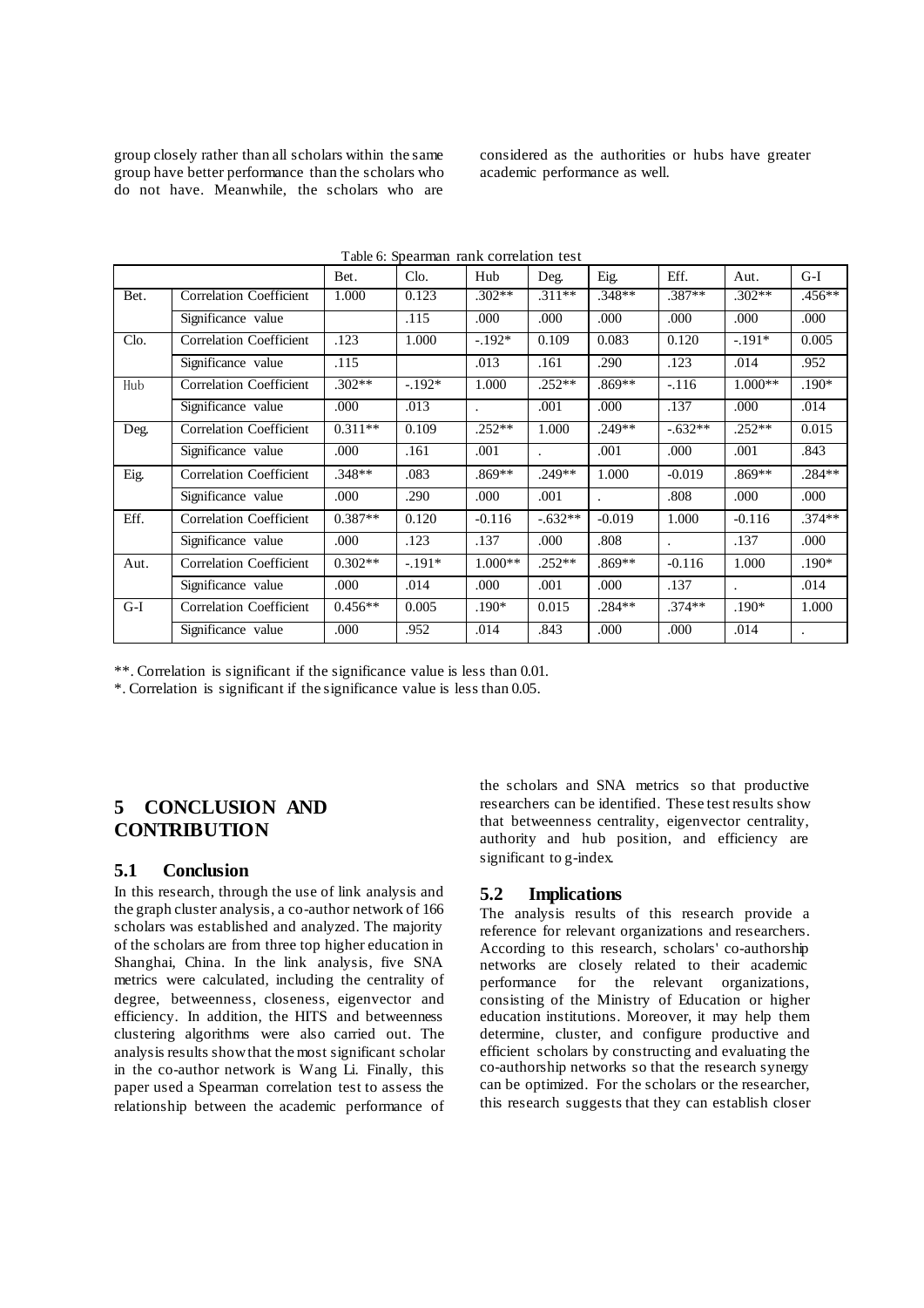group closely rather than all scholars within the same group have better performance than the scholars who do not have. Meanwhile, the scholars who are considered as the authorities or hubs have greater academic performance as well.

Table 6: Spearman rank correlation test

| | | Bet. | Clo. | Hub | Deg. | Eig. | Eff. | Aut. | G-I |
|---|---|---|---|---|---|---|---|---|---|
| Bet. | Correlation Coefficient | 1.000 | 0.123 | .302** | .311** | .348** | .387** | .302** | .456** |
| | Significance value | | .115 | .000 | .000 | .000 | .000 | .000 | .000 |
| Clo. | Correlation Coefficient | .123 | 1.000 | -.192* | 0.109 | 0.083 | 0.120 | -.191* | 0.005 |
| | Significance value | .115 | | .013 | .161 | .290 | .123 | .014 | .952 |
| Hub | Correlation Coefficient | .302** | -.192* | 1.000 | .252** | .869** | -.116 | 1.000** | .190* |
| | Significance value | .000 | .013 | . | .001 | .000 | .137 | .000 | .014 |
| Deg. | Correlation Coefficient | 0.311** | 0.109 | .252** | 1.000 | .249** | -.632** | .252** | 0.015 |
| | Significance value | .000 | .161 | .001 | . | .001 | .000 | .001 | .843 |
| Eig. | Correlation Coefficient | .348** | .083 | .869** | .249** | 1.000 | -0.019 | .869** | .284** |
| | Significance value | .000 | .290 | .000 | .001 | . | .808 | .000 | .000 |
| Eff. | Correlation Coefficient | 0.387** | 0.120 | -0.116 | -.632** | -0.019 | 1.000 | -0.116 | .374** |
| | Significance value | .000 | .123 | .137 | .000 | .808 | . | .137 | .000 |
| Aut. | Correlation Coefficient | 0.302** | -.191* | 1.000** | .252** | .869** | -0.116 | 1.000 | .190* |
| | Significance value | .000 | .014 | .000 | .001 | .000 | .137 | . | .014 |
| G-I | Correlation Coefficient | 0.456** | 0.005 | .190* | 0.015 | .284** | .374** | .190* | 1.000 |
| | Significance value | .000 | .952 | .014 | .843 | .000 | .000 | .014 | . |

**. Correlation is significant if the significance value is less than 0.01.

*. Correlation is significant if the significance value is less than 0.05.

## 5 CONCLUSION AND CONTRIBUTION

### 5.1 Conclusion

In this research, through the use of link analysis and the graph cluster analysis, a co-author network of 166 scholars was established and analyzed. The majority of the scholars are from three top higher education in Shanghai, China. In the link analysis, five SNA metrics were calculated, including the centrality of degree, betweenness, closeness, eigenvector and efficiency. In addition, the HITS and betweenness clustering algorithms were also carried out. The analysis results show that the most significant scholar in the co-author network is Wang Li. Finally, this paper used a Spearman correlation test to assess the relationship between the academic performance of the scholars and SNA metrics so that productive researchers can be identified. These test results show that betweenness centrality, eigenvector centrality, authority and hub position, and efficiency are significant to g-index.

### 5.2 Implications

The analysis results of this research provide a reference for relevant organizations and researchers. According to this research, scholars' co-authorship networks are closely related to their academic performance for the relevant organizations, consisting of the Ministry of Education or higher education institutions. Moreover, it may help them determine, cluster, and configure productive and efficient scholars by constructing and evaluating the co-authorship networks so that the research synergy can be optimized. For the scholars or the researcher, this research suggests that they can establish closer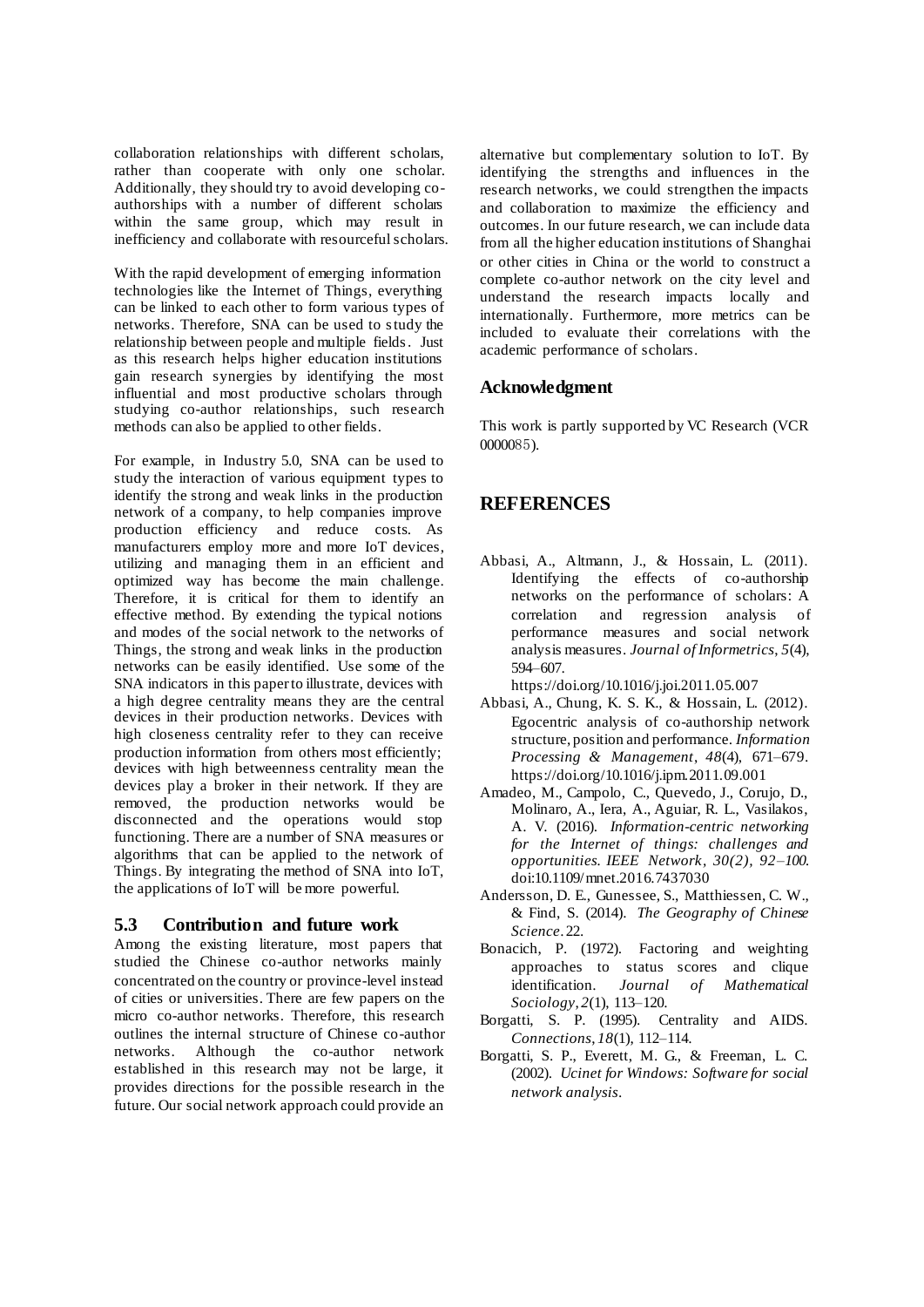collaboration relationships with different scholars, rather than cooperate with only one scholar. Additionally, they should try to avoid developing co-authorships with a number of different scholars within the same group, which may result in inefficiency and collaborate with resourceful scholars.

With the rapid development of emerging information technologies like the Internet of Things, everything can be linked to each other to form various types of networks. Therefore, SNA can be used to study the relationship between people and multiple fields. Just as this research helps higher education institutions gain research synergies by identifying the most influential and most productive scholars through studying co-author relationships, such research methods can also be applied to other fields.

For example, in Industry 5.0, SNA can be used to study the interaction of various equipment types to identify the strong and weak links in the production network of a company, to help companies improve production efficiency and reduce costs. As manufacturers employ more and more IoT devices, utilizing and managing them in an efficient and optimized way has become the main challenge. Therefore, it is critical for them to identify an effective method. By extending the typical notions and modes of the social network to the networks of Things, the strong and weak links in the production networks can be easily identified. Use some of the SNA indicators in this paper to illustrate, devices with a high degree centrality means they are the central devices in their production networks. Devices with high closeness centrality refer to they can receive production information from others most efficiently; devices with high betweenness centrality mean the devices play a broker in their network. If they are removed, the production networks would be disconnected and the operations would stop functioning. There are a number of SNA measures or algorithms that can be applied to the network of Things. By integrating the method of SNA into IoT, the applications of IoT will be more powerful.

### 5.3 Contribution and future work

Among the existing literature, most papers that studied the Chinese co-author networks mainly concentrated on the country or province-level instead of cities or universities. There are few papers on the micro co-author networks. Therefore, this research outlines the internal structure of Chinese co-author networks. Although the co-author network established in this research may not be large, it provides directions for the possible research in the future. Our social network approach could provide an alternative but complementary solution to IoT. By identifying the strengths and influences in the research networks, we could strengthen the impacts and collaboration to maximize the efficiency and outcomes. In our future research, we can include data from all the higher education institutions of Shanghai or other cities in China or the world to construct a complete co-author network on the city level and understand the research impacts locally and internationally. Furthermore, more metrics can be included to evaluate their correlations with the academic performance of scholars.

## Acknowledgment

This work is partly supported by VC Research (VCR 0000085).

## REFERENCES

Abbasi, A., Altmann, J., & Hossain, L. (2011). Identifying the effects of co-authorship networks on the performance of scholars: A correlation and regression analysis of performance measures and social network analysis measures. *Journal of Informetrics*, *5*(4), 594–607. https://doi.org/10.1016/j.joi.2011.05.007

Abbasi, A., Chung, K. S. K., & Hossain, L. (2012). Egocentric analysis of co-authorship network structure, position and performance. *Information Processing & Management*, *48*(4), 671–679. https://doi.org/10.1016/j.ipm.2011.09.001

Amadeo, M., Campolo, C., Quevedo, J., Corujo, D., Molinaro, A., Iera, A., Aguiar, R. L., Vasilakos, A. V. (2016). *Information-centric networking for the Internet of things: challenges and opportunities. IEEE Network, 30(2), 92–100.* doi:10.1109/mnet.2016.7437030

Andersson, D. E., Gunessee, S., Matthiessen, C. W., & Find, S. (2014). *The Geography of Chinese Science*. 22.

Bonacich, P. (1972). Factoring and weighting approaches to status scores and clique identification. *Journal of Mathematical Sociology*, *2*(1), 113–120.

Borgatti, S. P. (1995). Centrality and AIDS. *Connections*, *18*(1), 112–114.

Borgatti, S. P., Everett, M. G., & Freeman, L. C. (2002). *Ucinet for Windows: Software for social network analysis*.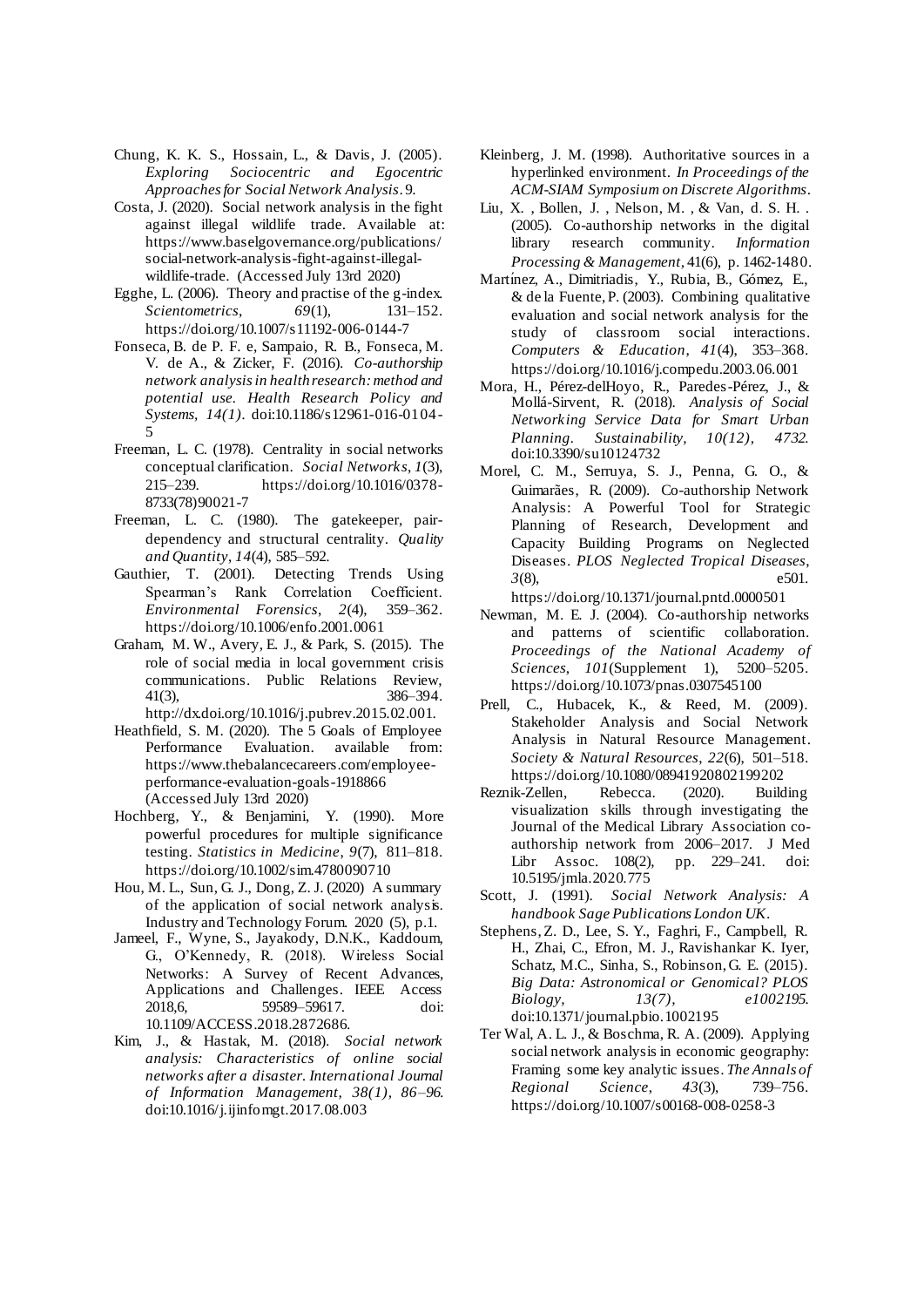Chung, K. K. S., Hossain, L., & Davis, J. (2005). *Exploring Sociocentric and Egocentric Approaches for Social Network Analysis*. 9.

Costa, J. (2020). Social network analysis in the fight against illegal wildlife trade. Available at: https://www.baselgovernance.org/publications/social-network-analysis-fight-against-illegal-wildlife-trade. (Accessed July 13rd 2020)

Egghe, L. (2006). Theory and practise of the g-index. *Scientometrics*, *69*(1), 131–152. https://doi.org/10.1007/s11192-006-0144-7

Fonseca, B. de P. F. e, Sampaio, R. B., Fonseca, M. V. de A., & Zicker, F. (2016). *Co-authorship network analysis in health research: method and potential use. Health Research Policy and Systems, 14(1)*. doi:10.1186/s12961-016-0104-5

Freeman, L. C. (1978). Centrality in social networks conceptual clarification. *Social Networks*, *1*(3), 215–239. https://doi.org/10.1016/0378-8733(78)90021-7

Freeman, L. C. (1980). The gatekeeper, pair-dependency and structural centrality. *Quality and Quantity*, *14*(4), 585–592.

Gauthier, T. (2001). Detecting Trends Using Spearman's Rank Correlation Coefficient. *Environmental Forensics*, *2*(4), 359–362. https://doi.org/10.1006/enfo.2001.0061

Graham, M. W., Avery, E. J., & Park, S. (2015). The role of social media in local government crisis communications. Public Relations Review, 41(3), 386–394. http://dx.doi.org/10.1016/j.pubrev.2015.02.001.

Heathfield, S. M. (2020). The 5 Goals of Employee Performance Evaluation. available from: https://www.thebalancecareers.com/employee-performance-evaluation-goals-1918866 (Accessed July 13rd 2020)

Hochberg, Y., & Benjamini, Y. (1990). More powerful procedures for multiple significance testing. *Statistics in Medicine*, *9*(7), 811–818. https://doi.org/10.1002/sim.4780090710

Hou, M. L., Sun, G. J., Dong, Z. J. (2020) A summary of the application of social network analysis. Industry and Technology Forum. 2020 (5), p.1.

Jameel, F., Wyne, S., Jayakody, D.N.K., Kaddoum, G., O'Kennedy, R. (2018). Wireless Social Networks: A Survey of Recent Advances, Applications and Challenges. IEEE Access 2018,6, 59589–59617. doi: 10.1109/ACCESS.2018.2872686.

Kim, J., & Hastak, M. (2018). *Social network analysis: Characteristics of online social networks after a disaster. International Journal of Information Management, 38(1), 86–96.* doi:10.1016/j.ijinfomgt.2017.08.003

Kleinberg, J. M. (1998). Authoritative sources in a hyperlinked environment. *In Proceedings of the ACM-SIAM Symposium on Discrete Algorithms*.

Liu, X. , Bollen, J. , Nelson, M. , & Van, d. S. H. . (2005). Co-authorship networks in the digital library research community. *Information Processing & Management*, 41(6), p. 1462-1480.

Martínez, A., Dimitriadis, Y., Rubia, B., Gómez, E., & de la Fuente, P. (2003). Combining qualitative evaluation and social network analysis for the study of classroom social interactions. *Computers & Education*, *41*(4), 353–368. https://doi.org/10.1016/j.compedu.2003.06.001

Mora, H., Pérez-delHoyo, R., Paredes-Pérez, J., & Mollá-Sirvent, R. (2018). *Analysis of Social Networking Service Data for Smart Urban Planning. Sustainability, 10(12), 4732.* doi:10.3390/su10124732

Morel, C. M., Serruya, S. J., Penna, G. O., & Guimarães, R. (2009). Co-authorship Network Analysis: A Powerful Tool for Strategic Planning of Research, Development and Capacity Building Programs on Neglected Diseases. *PLOS Neglected Tropical Diseases*, *3*(8), e501. https://doi.org/10.1371/journal.pntd.0000501

Newman, M. E. J. (2004). Co-authorship networks and patterns of scientific collaboration. *Proceedings of the National Academy of Sciences*, *101*(Supplement 1), 5200–5205. https://doi.org/10.1073/pnas.0307545100

Prell, C., Hubacek, K., & Reed, M. (2009). Stakeholder Analysis and Social Network Analysis in Natural Resource Management. *Society & Natural Resources*, *22*(6), 501–518. https://doi.org/10.1080/08941920802199202

Reznik-Zellen, Rebecca. (2020). Building visualization skills through investigating the Journal of the Medical Library Association co-authorship network from 2006–2017. J Med Libr Assoc. 108(2), pp. 229–241. doi: 10.5195/jmla.2020.775

Scott, J. (1991). *Social Network Analysis: A handbook Sage Publications London UK*.

Stephens, Z. D., Lee, S. Y., Faghri, F., Campbell, R. H., Zhai, C., Efron, M. J., Ravishankar K. Iyer, Schatz, M.C., Sinha, S., Robinson, G. E. (2015). *Big Data: Astronomical or Genomical? PLOS Biology, 13(7), e1002195.* doi:10.1371/journal.pbio.1002195

Ter Wal, A. L. J., & Boschma, R. A. (2009). Applying social network analysis in economic geography: Framing some key analytic issues. *The Annals of Regional Science*, *43*(3), 739–756. https://doi.org/10.1007/s00168-008-0258-3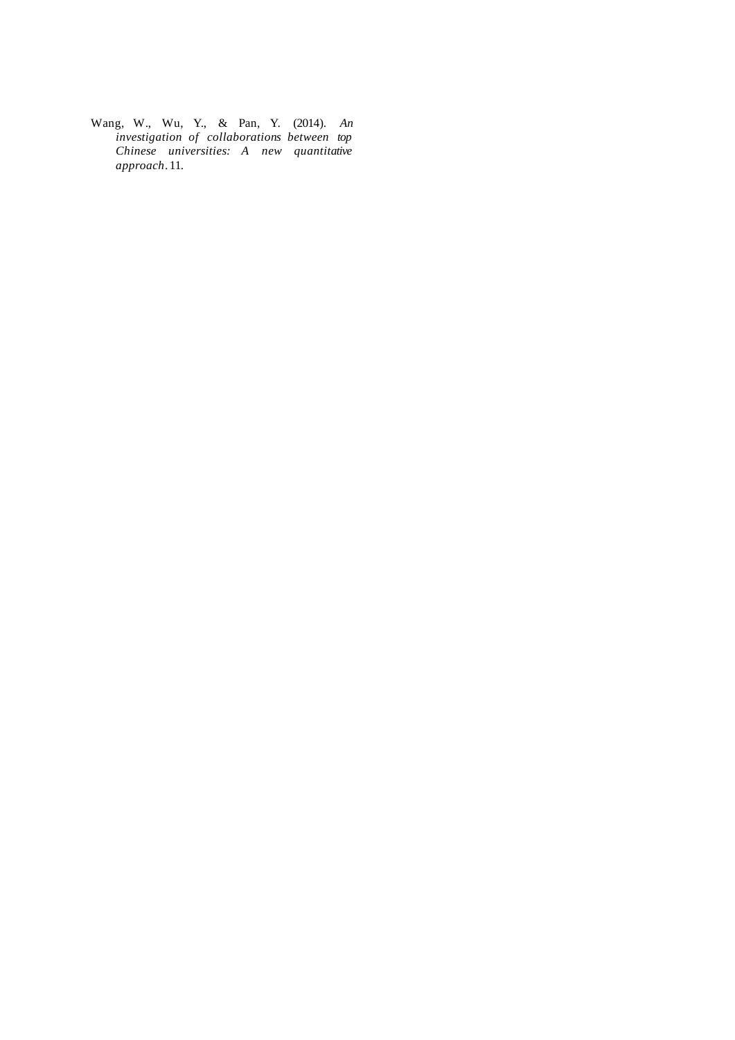Wang, W., Wu, Y., & Pan, Y. (2014). *An investigation of collaborations between top Chinese universities: A new quantitative approach*. 11.